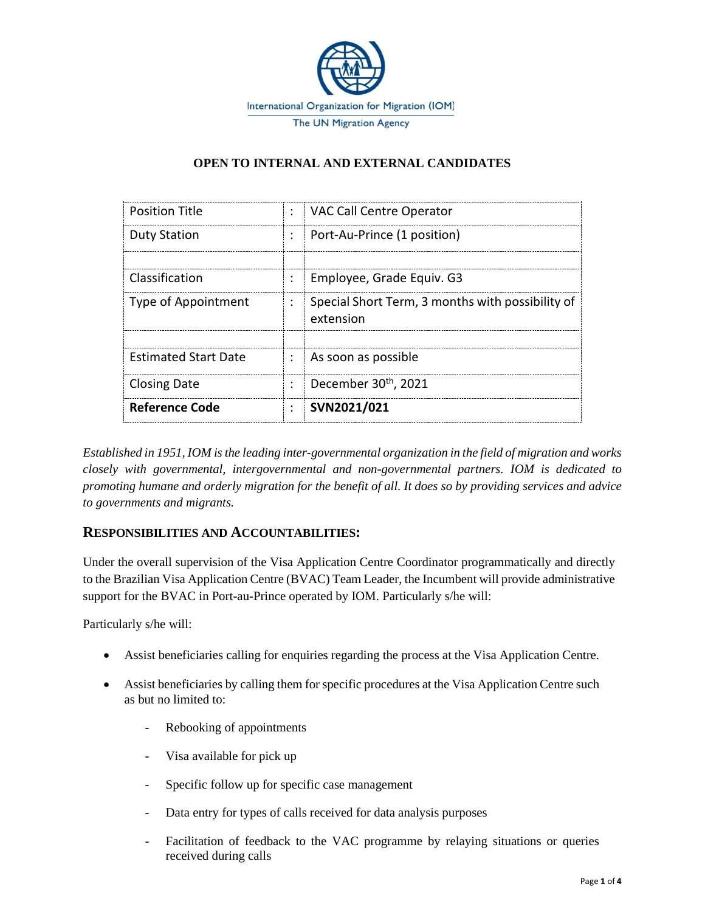International Organization for Migration (IOM)
The UN Migration Agency

**OPEN TO INTERNAL AND EXTERNAL CANDIDATES**

| | | |
|---|---|---|
| Position Title | : | VAC Call Centre Operator |
| Duty Station | : | Port-Au-Prince (1 position) |
| | | |
| Classification | : | Employee, Grade Equiv. G3 |
| Type of Appointment | : | Special Short Term, 3 months with possibility of extension |
| | | |
| Estimated Start Date | : | As soon as possible |
| Closing Date | : | December 30th, 2021 |
| **Reference Code** | : | **SVN2021/021** |

*Established in 1951, IOM is the leading inter-governmental organization in the field of migration and works closely with governmental, intergovernmental and non-governmental partners. IOM is dedicated to promoting humane and orderly migration for the benefit of all. It does so by providing services and advice to governments and migrants.*

## RESPONSIBILITIES AND ACCOUNTABILITIES:

Under the overall supervision of the Visa Application Centre Coordinator programmatically and directly to the Brazilian Visa Application Centre (BVAC) Team Leader, the Incumbent will provide administrative support for the BVAC in Port-au-Prince operated by IOM. Particularly s/he will:

Particularly s/he will:

- Assist beneficiaries calling for enquiries regarding the process at the Visa Application Centre.
- Assist beneficiaries by calling them for specific procedures at the Visa Application Centre such as but no limited to:
  - Rebooking of appointments
  - Visa available for pick up
  - Specific follow up for specific case management
  - Data entry for types of calls received for data analysis purposes
  - Facilitation of feedback to the VAC programme by relaying situations or queries received during calls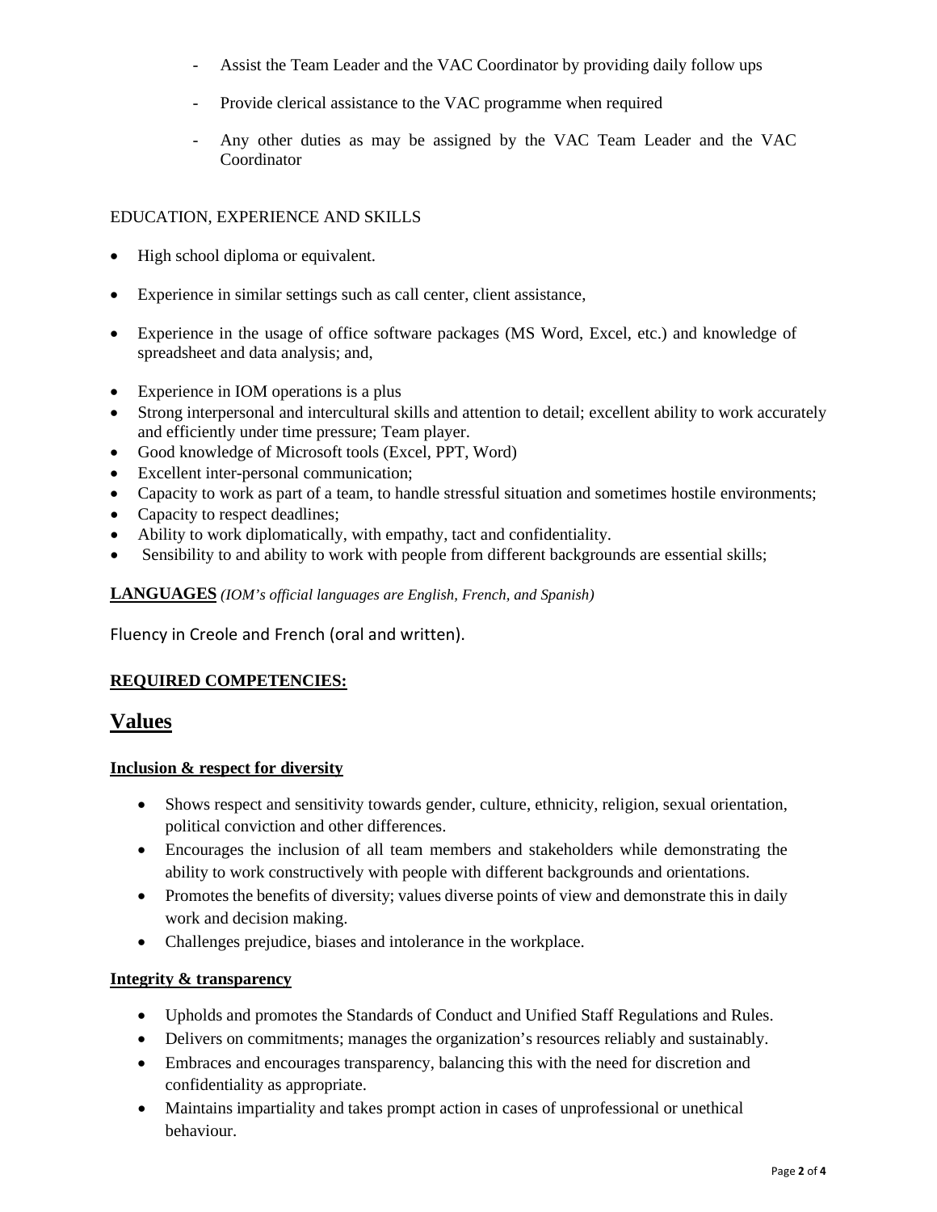- Assist the Team Leader and the VAC Coordinator by providing daily follow ups
- Provide clerical assistance to the VAC programme when required
- Any other duties as may be assigned by the VAC Team Leader and the VAC Coordinator

EDUCATION, EXPERIENCE AND SKILLS

- High school diploma or equivalent.
- Experience in similar settings such as call center, client assistance,
- Experience in the usage of office software packages (MS Word, Excel, etc.) and knowledge of spreadsheet and data analysis; and,
- Experience in IOM operations is a plus
- Strong interpersonal and intercultural skills and attention to detail; excellent ability to work accurately and efficiently under time pressure; Team player.
- Good knowledge of Microsoft tools (Excel, PPT, Word)
- Excellent inter-personal communication;
- Capacity to work as part of a team, to handle stressful situation and sometimes hostile environments;
- Capacity to respect deadlines;
- Ability to work diplomatically, with empathy, tact and confidentiality.
- Sensibility to and ability to work with people from different backgrounds are essential skills;

**LANGUAGES** *(IOM's official languages are English, French, and Spanish)*

Fluency in Creole and French (oral and written).

**REQUIRED COMPETENCIES:**

## Values

**Inclusion & respect for diversity**

- Shows respect and sensitivity towards gender, culture, ethnicity, religion, sexual orientation, political conviction and other differences.
- Encourages the inclusion of all team members and stakeholders while demonstrating the ability to work constructively with people with different backgrounds and orientations.
- Promotes the benefits of diversity; values diverse points of view and demonstrate this in daily work and decision making.
- Challenges prejudice, biases and intolerance in the workplace.

**Integrity & transparency**

- Upholds and promotes the Standards of Conduct and Unified Staff Regulations and Rules.
- Delivers on commitments; manages the organization's resources reliably and sustainably.
- Embraces and encourages transparency, balancing this with the need for discretion and confidentiality as appropriate.
- Maintains impartiality and takes prompt action in cases of unprofessional or unethical behaviour.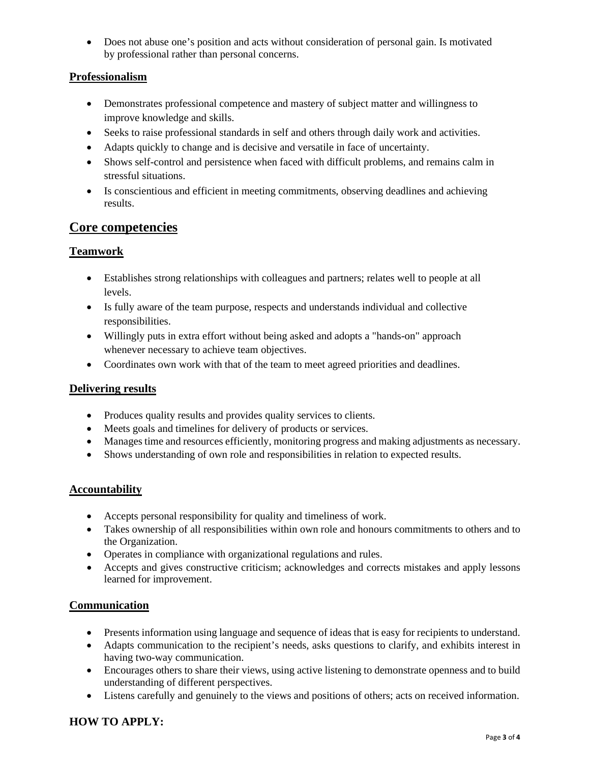- Does not abuse one's position and acts without consideration of personal gain. Is motivated by professional rather than personal concerns.

### Professionalism

- Demonstrates professional competence and mastery of subject matter and willingness to improve knowledge and skills.
- Seeks to raise professional standards in self and others through daily work and activities.
- Adapts quickly to change and is decisive and versatile in face of uncertainty.
- Shows self-control and persistence when faced with difficult problems, and remains calm in stressful situations.
- Is conscientious and efficient in meeting commitments, observing deadlines and achieving results.

## Core competencies

### Teamwork

- Establishes strong relationships with colleagues and partners; relates well to people at all levels.
- Is fully aware of the team purpose, respects and understands individual and collective responsibilities.
- Willingly puts in extra effort without being asked and adopts a "hands-on" approach whenever necessary to achieve team objectives.
- Coordinates own work with that of the team to meet agreed priorities and deadlines.

### Delivering results

- Produces quality results and provides quality services to clients.
- Meets goals and timelines for delivery of products or services.
- Manages time and resources efficiently, monitoring progress and making adjustments as necessary.
- Shows understanding of own role and responsibilities in relation to expected results.

### Accountability

- Accepts personal responsibility for quality and timeliness of work.
- Takes ownership of all responsibilities within own role and honours commitments to others and to the Organization.
- Operates in compliance with organizational regulations and rules.
- Accepts and gives constructive criticism; acknowledges and corrects mistakes and apply lessons learned for improvement.

### Communication

- Presents information using language and sequence of ideas that is easy for recipients to understand.
- Adapts communication to the recipient's needs, asks questions to clarify, and exhibits interest in having two-way communication.
- Encourages others to share their views, using active listening to demonstrate openness and to build understanding of different perspectives.
- Listens carefully and genuinely to the views and positions of others; acts on received information.

### HOW TO APPLY: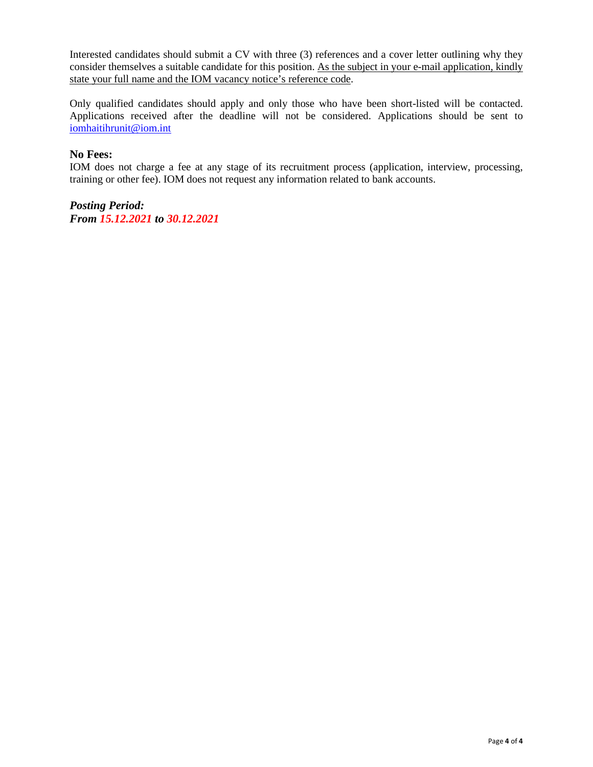Interested candidates should submit a CV with three (3) references and a cover letter outlining why they consider themselves a suitable candidate for this position. As the subject in your e-mail application, kindly state your full name and the IOM vacancy notice's reference code.

Only qualified candidates should apply and only those who have been short-listed will be contacted. Applications received after the deadline will not be considered. Applications should be sent to iomhaitihrunit@iom.int

### No Fees:

IOM does not charge a fee at any stage of its recruitment process (application, interview, processing, training or other fee). IOM does not request any information related to bank accounts.

***Posting Period:***
***From 15.12.2021 to 30.12.2021***